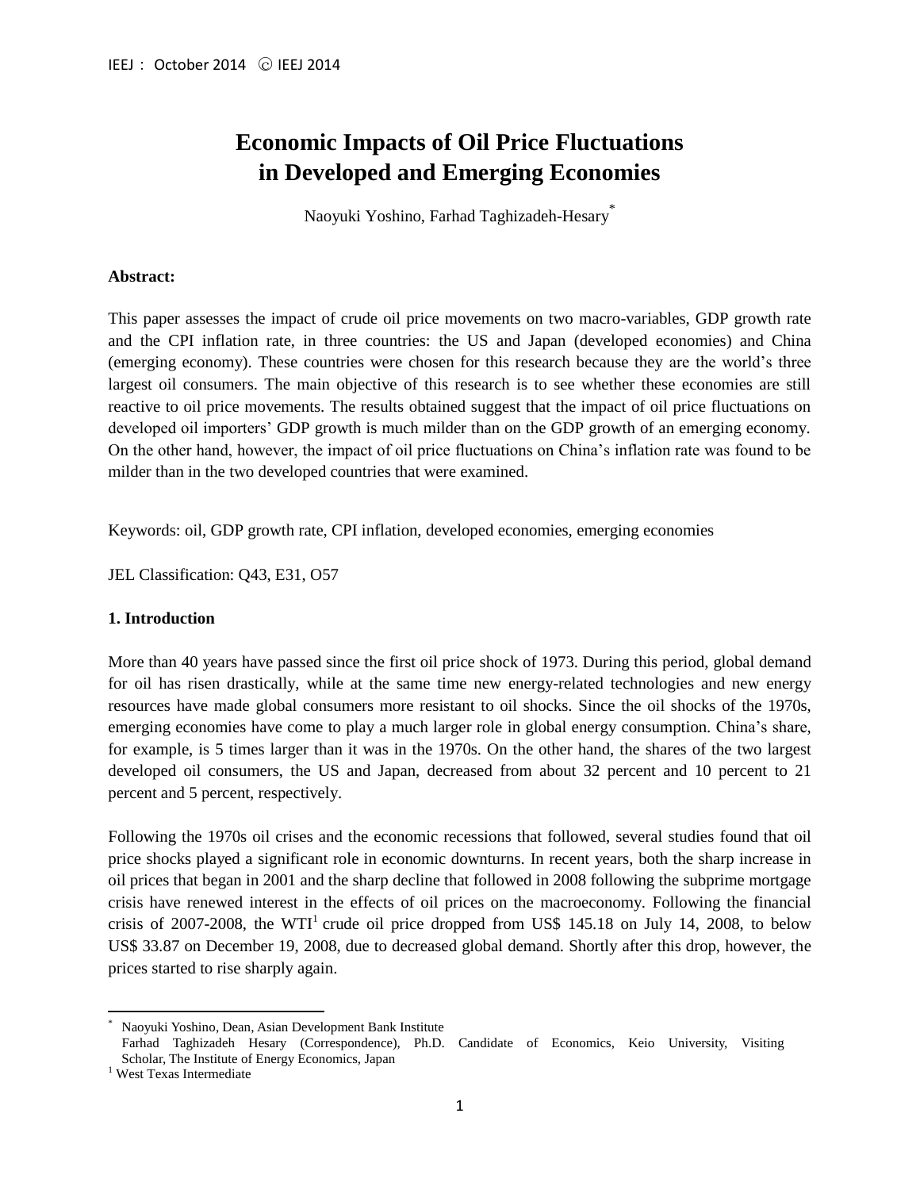# Economic Impacts of Oil Price Fluctuations in Developed and Emerging Economies

Naoyuki Yoshino, Farhad Taghizadeh-Hesary[*]

**Abstract:**

This paper assesses the impact of crude oil price movements on two macro-variables, GDP growth rate and the CPI inflation rate, in three countries: the US and Japan (developed economies) and China (emerging economy). These countries were chosen for this research because they are the world's three largest oil consumers. The main objective of this research is to see whether these economies are still reactive to oil price movements. The results obtained suggest that the impact of oil price fluctuations on developed oil importers' GDP growth is much milder than on the GDP growth of an emerging economy. On the other hand, however, the impact of oil price fluctuations on China's inflation rate was found to be milder than in the two developed countries that were examined.

Keywords: oil, GDP growth rate, CPI inflation, developed economies, emerging economies

JEL Classification: Q43, E31, O57

## 1. Introduction

More than 40 years have passed since the first oil price shock of 1973. During this period, global demand for oil has risen drastically, while at the same time new energy-related technologies and new energy resources have made global consumers more resistant to oil shocks. Since the oil shocks of the 1970s, emerging economies have come to play a much larger role in global energy consumption. China's share, for example, is 5 times larger than it was in the 1970s. On the other hand, the shares of the two largest developed oil consumers, the US and Japan, decreased from about 32 percent and 10 percent to 21 percent and 5 percent, respectively.

Following the 1970s oil crises and the economic recessions that followed, several studies found that oil price shocks played a significant role in economic downturns. In recent years, both the sharp increase in oil prices that began in 2001 and the sharp decline that followed in 2008 following the subprime mortgage crisis have renewed interest in the effects of oil prices on the macroeconomy. Following the financial crisis of 2007-2008, the WTI[1] crude oil price dropped from US$ 145.18 on July 14, 2008, to below US$ 33.87 on December 19, 2008, due to decreased global demand. Shortly after this drop, however, the prices started to rise sharply again.

---

[*] Naoyuki Yoshino, Dean, Asian Development Bank Institute
Farhad Taghizadeh Hesary (Correspondence), Ph.D. Candidate of Economics, Keio University, Visiting Scholar, The Institute of Energy Economics, Japan

[1] West Texas Intermediate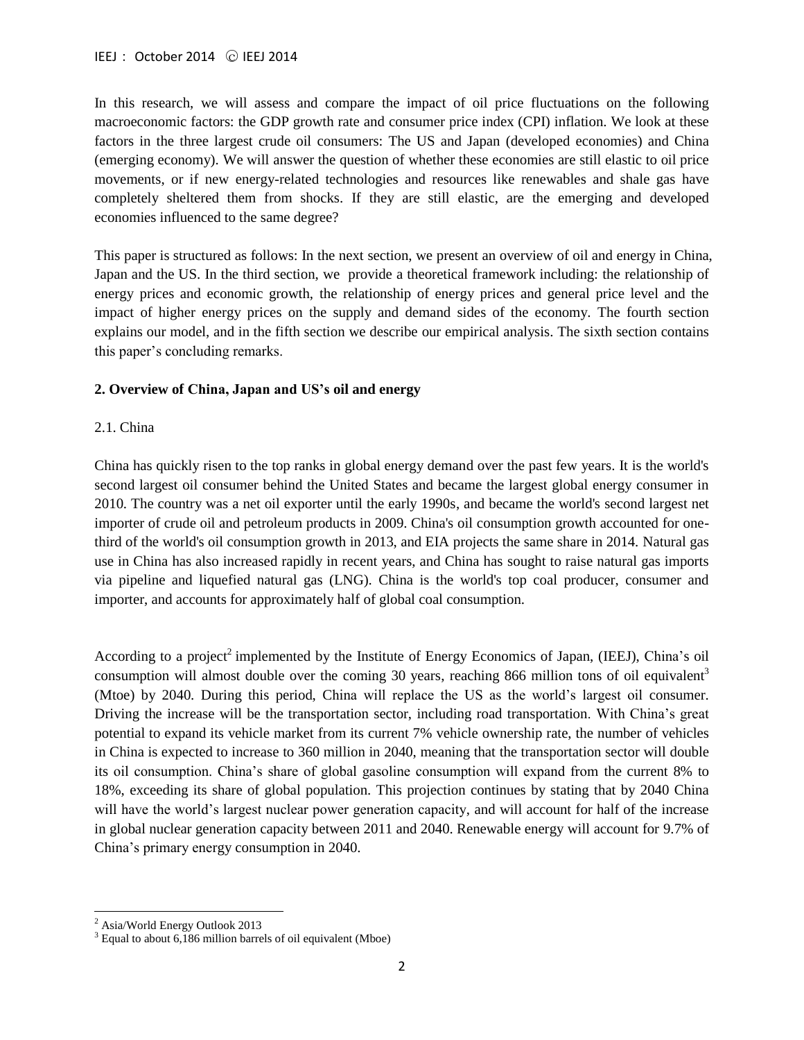In this research, we will assess and compare the impact of oil price fluctuations on the following macroeconomic factors: the GDP growth rate and consumer price index (CPI) inflation. We look at these factors in the three largest crude oil consumers: The US and Japan (developed economies) and China (emerging economy). We will answer the question of whether these economies are still elastic to oil price movements, or if new energy-related technologies and resources like renewables and shale gas have completely sheltered them from shocks. If they are still elastic, are the emerging and developed economies influenced to the same degree?

This paper is structured as follows: In the next section, we present an overview of oil and energy in China, Japan and the US. In the third section, we provide a theoretical framework including: the relationship of energy prices and economic growth, the relationship of energy prices and general price level and the impact of higher energy prices on the supply and demand sides of the economy. The fourth section explains our model, and in the fifth section we describe our empirical analysis. The sixth section contains this paper's concluding remarks.

## 2. Overview of China, Japan and US's oil and energy

### 2.1. China

China has quickly risen to the top ranks in global energy demand over the past few years. It is the world's second largest oil consumer behind the United States and became the largest global energy consumer in 2010. The country was a net oil exporter until the early 1990s, and became the world's second largest net importer of crude oil and petroleum products in 2009. China's oil consumption growth accounted for one-third of the world's oil consumption growth in 2013, and EIA projects the same share in 2014. Natural gas use in China has also increased rapidly in recent years, and China has sought to raise natural gas imports via pipeline and liquefied natural gas (LNG). China is the world's top coal producer, consumer and importer, and accounts for approximately half of global coal consumption.

According to a project[2] implemented by the Institute of Energy Economics of Japan, (IEEJ), China's oil consumption will almost double over the coming 30 years, reaching 866 million tons of oil equivalent[3] (Mtoe) by 2040. During this period, China will replace the US as the world's largest oil consumer. Driving the increase will be the transportation sector, including road transportation. With China's great potential to expand its vehicle market from its current 7% vehicle ownership rate, the number of vehicles in China is expected to increase to 360 million in 2040, meaning that the transportation sector will double its oil consumption. China's share of global gasoline consumption will expand from the current 8% to 18%, exceeding its share of global population. This projection continues by stating that by 2040 China will have the world's largest nuclear power generation capacity, and will account for half of the increase in global nuclear generation capacity between 2011 and 2040. Renewable energy will account for 9.7% of China's primary energy consumption in 2040.

[2] Asia/World Energy Outlook 2013

[3] Equal to about 6,186 million barrels of oil equivalent (Mboe)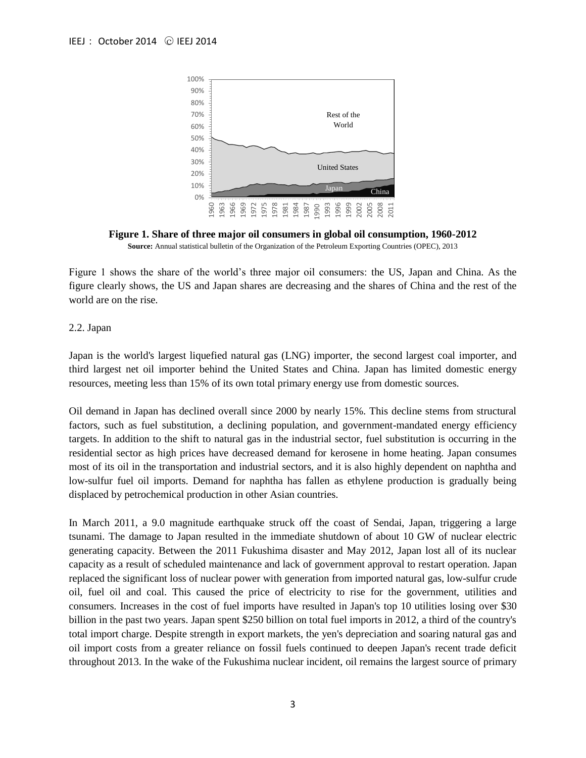**Figure 1. Share of three major oil consumers in global oil consumption, 1960-2012**

**Source:** Annual statistical bulletin of the Organization of the Petroleum Exporting Countries (OPEC), 2013

Figure 1 shows the share of the world's three major oil consumers: the US, Japan and China. As the figure clearly shows, the US and Japan shares are decreasing and the shares of China and the rest of the world are on the rise.

2.2. Japan

Japan is the world's largest liquefied natural gas (LNG) importer, the second largest coal importer, and third largest net oil importer behind the United States and China. Japan has limited domestic energy resources, meeting less than 15% of its own total primary energy use from domestic sources.

Oil demand in Japan has declined overall since 2000 by nearly 15%. This decline stems from structural factors, such as fuel substitution, a declining population, and government-mandated energy efficiency targets. In addition to the shift to natural gas in the industrial sector, fuel substitution is occurring in the residential sector as high prices have decreased demand for kerosene in home heating. Japan consumes most of its oil in the transportation and industrial sectors, and it is also highly dependent on naphtha and low-sulfur fuel oil imports. Demand for naphtha has fallen as ethylene production is gradually being displaced by petrochemical production in other Asian countries.

In March 2011, a 9.0 magnitude earthquake struck off the coast of Sendai, Japan, triggering a large tsunami. The damage to Japan resulted in the immediate shutdown of about 10 GW of nuclear electric generating capacity. Between the 2011 Fukushima disaster and May 2012, Japan lost all of its nuclear capacity as a result of scheduled maintenance and lack of government approval to restart operation. Japan replaced the significant loss of nuclear power with generation from imported natural gas, low-sulfur crude oil, fuel oil and coal. This caused the price of electricity to rise for the government, utilities and consumers. Increases in the cost of fuel imports have resulted in Japan's top 10 utilities losing over $30 billion in the past two years. Japan spent $250 billion on total fuel imports in 2012, a third of the country's total import charge. Despite strength in export markets, the yen's depreciation and soaring natural gas and oil import costs from a greater reliance on fossil fuels continued to deepen Japan's recent trade deficit throughout 2013. In the wake of the Fukushima nuclear incident, oil remains the largest source of primary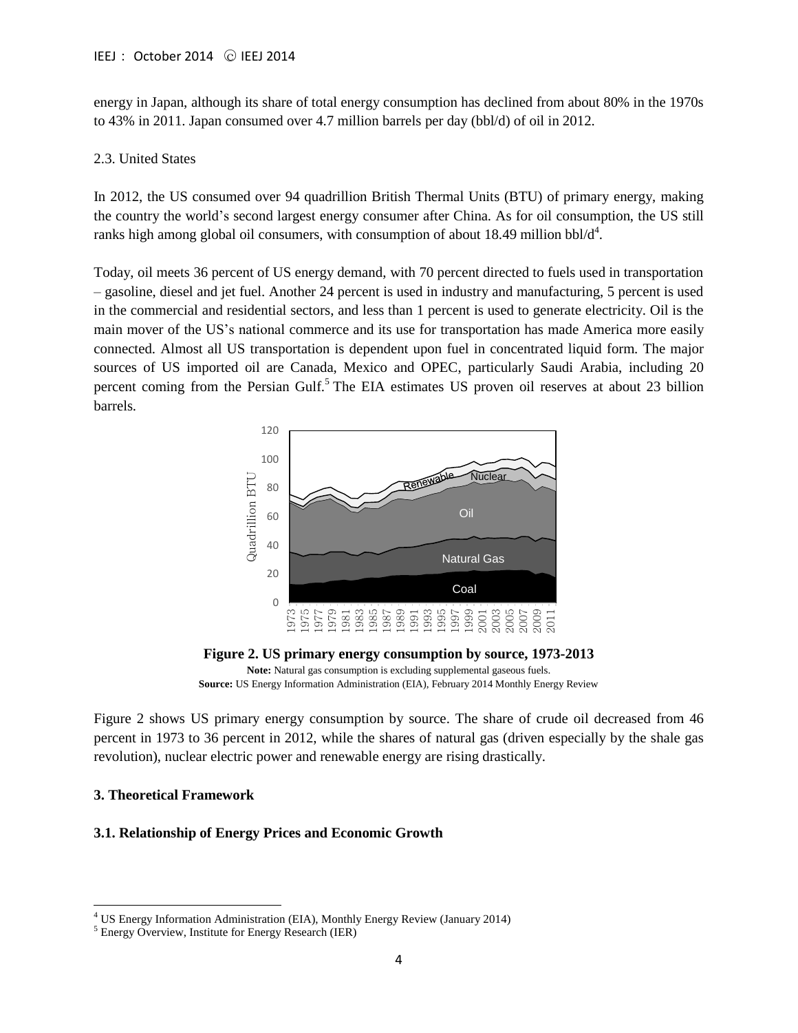energy in Japan, although its share of total energy consumption has declined from about 80% in the 1970s to 43% in 2011. Japan consumed over 4.7 million barrels per day (bbl/d) of oil in 2012.

2.3. United States

In 2012, the US consumed over 94 quadrillion British Thermal Units (BTU) of primary energy, making the country the world's second largest energy consumer after China. As for oil consumption, the US still ranks high among global oil consumers, with consumption of about 18.49 million bbl/d[4].

Today, oil meets 36 percent of US energy demand, with 70 percent directed to fuels used in transportation – gasoline, diesel and jet fuel. Another 24 percent is used in industry and manufacturing, 5 percent is used in the commercial and residential sectors, and less than 1 percent is used to generate electricity. Oil is the main mover of the US's national commerce and its use for transportation has made America more easily connected. Almost all US transportation is dependent upon fuel in concentrated liquid form. The major sources of US imported oil are Canada, Mexico and OPEC, particularly Saudi Arabia, including 20 percent coming from the Persian Gulf.[5] The EIA estimates US proven oil reserves at about 23 billion barrels.

**Figure 2. US primary energy consumption by source, 1973-2013**

**Note:** Natural gas consumption is excluding supplemental gaseous fuels.
**Source:** US Energy Information Administration (EIA), February 2014 Monthly Energy Review

Figure 2 shows US primary energy consumption by source. The share of crude oil decreased from 46 percent in 1973 to 36 percent in 2012, while the shares of natural gas (driven especially by the shale gas revolution), nuclear electric power and renewable energy are rising drastically.

### 3. Theoretical Framework

#### 3.1. Relationship of Energy Prices and Economic Growth

[4] US Energy Information Administration (EIA), Monthly Energy Review (January 2014)
[5] Energy Overview, Institute for Energy Research (IER)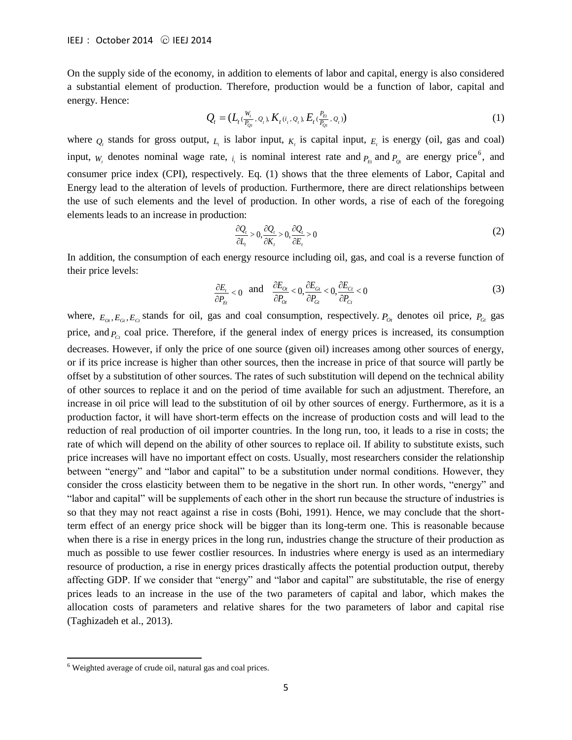On the supply side of the economy, in addition to elements of labor and capital, energy is also considered a substantial element of production. Therefore, production would be a function of labor, capital and energy. Hence:

$$Q_t = (L_{t\left(\frac{W_t}{P_{Qt}}, Q_t\right)}, K_{t\,(i_t, Q_t)}, E_{t\left(\frac{P_{Et}}{P_{Qt}}, Q_t\right)}) \tag{1}$$

where $Q_t$ stands for gross output, $L_t$ is labor input, $K_t$ is capital input, $E_t$ is energy (oil, gas and coal) input, $W_t$ denotes nominal wage rate, $i_t$ is nominal interest rate and $P_{Et}$ and $P_{Qt}$ are energy price[6], and consumer price index (CPI), respectively. Eq. (1) shows that the three elements of Labor, Capital and Energy lead to the alteration of levels of production. Furthermore, there are direct relationships between the use of such elements and the level of production. In other words, a rise of each of the foregoing elements leads to an increase in production:

$$\frac{\partial Q_t}{\partial L_t} > 0, \frac{\partial Q_t}{\partial K_t} > 0, \frac{\partial Q_t}{\partial E_t} > 0 \tag{2}$$

In addition, the consumption of each energy resource including oil, gas, and coal is a reverse function of their price levels:

$$\frac{\partial E_t}{\partial P_{Et}} < 0 \quad \text{and} \quad \frac{\partial E_{Ot}}{\partial P_{Ot}} < 0, \frac{\partial E_{Gt}}{\partial P_{Gt}} < 0, \frac{\partial E_{Ct}}{\partial P_{Ct}} < 0 \tag{3}$$

where, $E_{Ot}, E_{Gt}, E_{Ct}$ stands for oil, gas and coal consumption, respectively. $P_{Ot}$ denotes oil price, $P_{Gt}$ gas price, and $P_{Ct}$ coal price. Therefore, if the general index of energy prices is increased, its consumption decreases. However, if only the price of one source (given oil) increases among other sources of energy, or if its price increase is higher than other sources, then the increase in price of that source will partly be offset by a substitution of other sources. The rates of such substitution will depend on the technical ability of other sources to replace it and on the period of time available for such an adjustment. Therefore, an increase in oil price will lead to the substitution of oil by other sources of energy. Furthermore, as it is a production factor, it will have short-term effects on the increase of production costs and will lead to the reduction of real production of oil importer countries. In the long run, too, it leads to a rise in costs; the rate of which will depend on the ability of other sources to replace oil. If ability to substitute exists, such price increases will have no important effect on costs. Usually, most researchers consider the relationship between "energy" and "labor and capital" to be a substitution under normal conditions. However, they consider the cross elasticity between them to be negative in the short run. In other words, "energy" and "labor and capital" will be supplements of each other in the short run because the structure of industries is so that they may not react against a rise in costs (Bohi, 1991). Hence, we may conclude that the short-term effect of an energy price shock will be bigger than its long-term one. This is reasonable because when there is a rise in energy prices in the long run, industries change the structure of their production as much as possible to use fewer costlier resources. In industries where energy is used as an intermediary resource of production, a rise in energy prices drastically affects the potential production output, thereby affecting GDP. If we consider that "energy" and "labor and capital" are substitutable, the rise of energy prices leads to an increase in the use of the two parameters of capital and labor, which makes the allocation costs of parameters and relative shares for the two parameters of labor and capital rise (Taghizadeh et al., 2013).

[6] Weighted average of crude oil, natural gas and coal prices.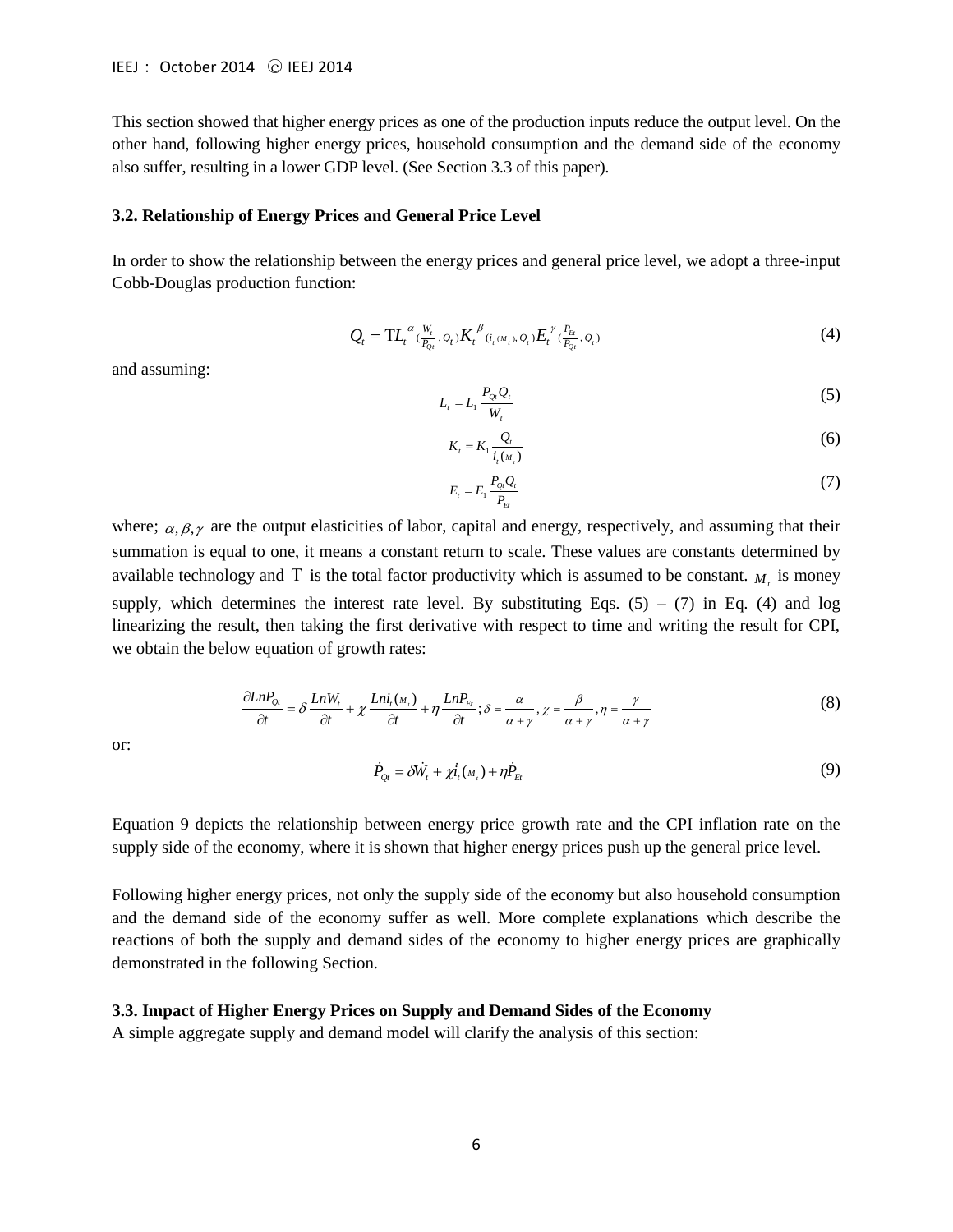This section showed that higher energy prices as one of the production inputs reduce the output level. On the other hand, following higher energy prices, household consumption and the demand side of the economy also suffer, resulting in a lower GDP level. (See Section 3.3 of this paper).

### 3.2. Relationship of Energy Prices and General Price Level

In order to show the relationship between the energy prices and general price level, we adopt a three-input Cobb-Douglas production function:

$$Q_t = \mathrm{T} L_t^{\alpha}{}_{(\frac{W_t}{P_{Qt}}, Q_t)} K_t^{\beta}{}_{(i_t(M_t), Q_t)} E_t^{\gamma}{}_{(\frac{P_{Et}}{P_{Qt}}, Q_t)} \tag{4}$$

and assuming:

$$L_t = L_1 \frac{P_{Qt} Q_t}{W_t} \tag{5}$$

$$K_t = K_1 \frac{Q_t}{i_t(M_t)} \tag{6}$$

$$E_t = E_1 \frac{P_{Qt} Q_t}{P_{Et}} \tag{7}$$

where; $\alpha, \beta, \gamma$ are the output elasticities of labor, capital and energy, respectively, and assuming that their summation is equal to one, it means a constant return to scale. These values are constants determined by available technology and $\mathrm{T}$ is the total factor productivity which is assumed to be constant. $M_t$ is money supply, which determines the interest rate level. By substituting Eqs. (5) – (7) in Eq. (4) and log linearizing the result, then taking the first derivative with respect to time and writing the result for CPI, we obtain the below equation of growth rates:

$$\frac{\partial LnP_{Qt}}{\partial t} = \delta \frac{LnW_t}{\partial t} + \chi \frac{Lni_t(M_t)}{\partial t} + \eta \frac{LnP_{Et}}{\partial t}; \delta = \frac{\alpha}{\alpha + \gamma}, \chi = \frac{\beta}{\alpha + \gamma}, \eta = \frac{\gamma}{\alpha + \gamma} \tag{8}$$

or:

$$\dot{P}_{Qt} = \delta \dot{W}_t + \chi \dot{i}_t(M_t) + \eta \dot{P}_{Et} \tag{9}$$

Equation 9 depicts the relationship between energy price growth rate and the CPI inflation rate on the supply side of the economy, where it is shown that higher energy prices push up the general price level.

Following higher energy prices, not only the supply side of the economy but also household consumption and the demand side of the economy suffer as well. More complete explanations which describe the reactions of both the supply and demand sides of the economy to higher energy prices are graphically demonstrated in the following Section.

### 3.3. Impact of Higher Energy Prices on Supply and Demand Sides of the Economy

A simple aggregate supply and demand model will clarify the analysis of this section: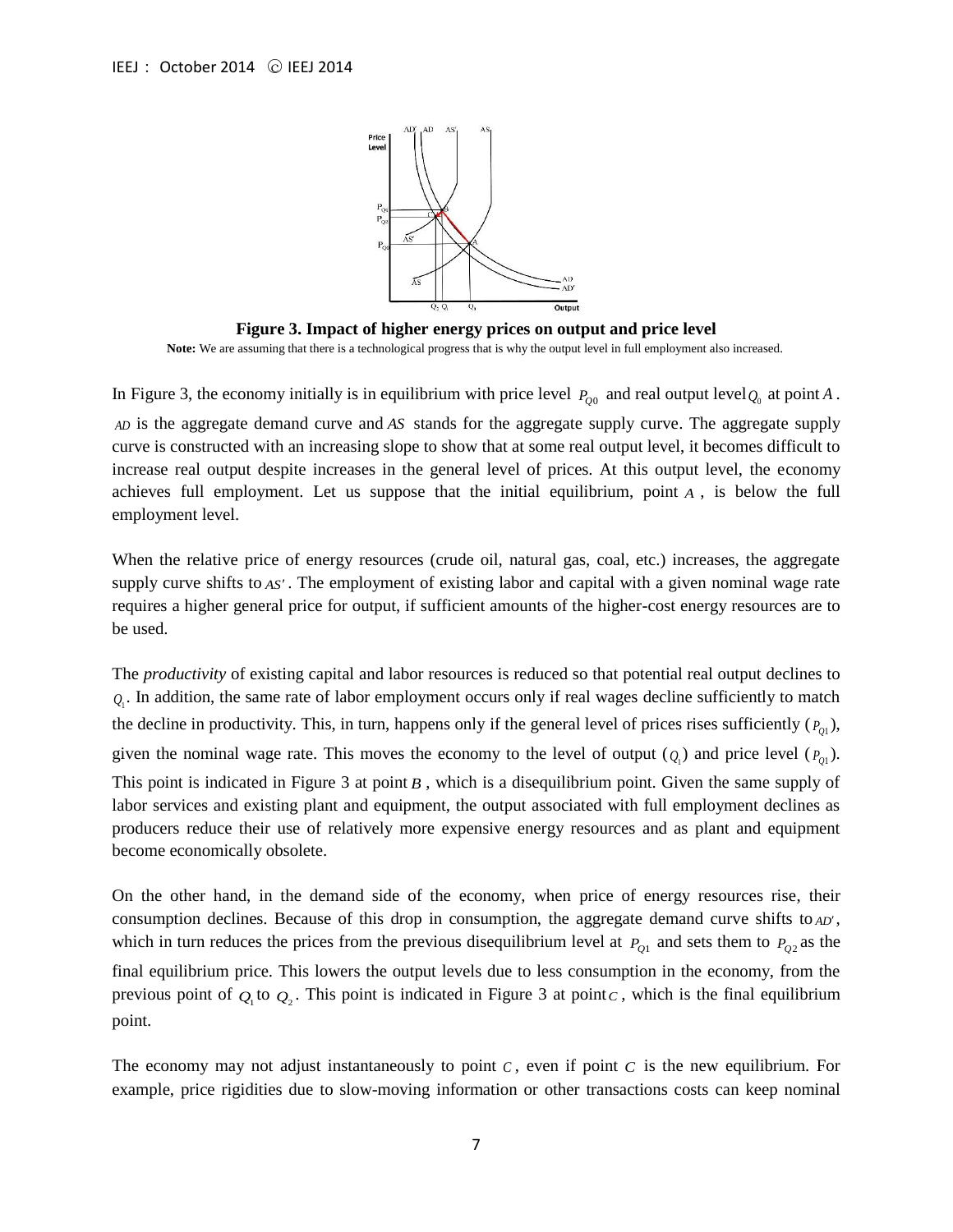**Figure 3. Impact of higher energy prices on output and price level**

**Note:** We are assuming that there is a technological progress that is why the output level in full employment also increased.

In Figure 3, the economy initially is in equilibrium with price level $P_{Q0}$ and real output level $Q_0$ at point $A$. $AD$ is the aggregate demand curve and $AS$ stands for the aggregate supply curve. The aggregate supply curve is constructed with an increasing slope to show that at some real output level, it becomes difficult to increase real output despite increases in the general level of prices. At this output level, the economy achieves full employment. Let us suppose that the initial equilibrium, point $A$, is below the full employment level.

When the relative price of energy resources (crude oil, natural gas, coal, etc.) increases, the aggregate supply curve shifts to $AS'$. The employment of existing labor and capital with a given nominal wage rate requires a higher general price for output, if sufficient amounts of the higher-cost energy resources are to be used.

The *productivity* of existing capital and labor resources is reduced so that potential real output declines to $Q_1$. In addition, the same rate of labor employment occurs only if real wages decline sufficiently to match the decline in productivity. This, in turn, happens only if the general level of prices rises sufficiently ($P_{Q1}$), given the nominal wage rate. This moves the economy to the level of output ($Q_1$) and price level ($P_{Q1}$). This point is indicated in Figure 3 at point $B$, which is a disequilibrium point. Given the same supply of labor services and existing plant and equipment, the output associated with full employment declines as producers reduce their use of relatively more expensive energy resources and as plant and equipment become economically obsolete.

On the other hand, in the demand side of the economy, when price of energy resources rise, their consumption declines. Because of this drop in consumption, the aggregate demand curve shifts to $AD'$, which in turn reduces the prices from the previous disequilibrium level at $P_{Q1}$ and sets them to $P_{Q2}$ as the final equilibrium price. This lowers the output levels due to less consumption in the economy, from the previous point of $Q_1$ to $Q_2$. This point is indicated in Figure 3 at point $C$, which is the final equilibrium point.

The economy may not adjust instantaneously to point $C$, even if point $C$ is the new equilibrium. For example, price rigidities due to slow-moving information or other transactions costs can keep nominal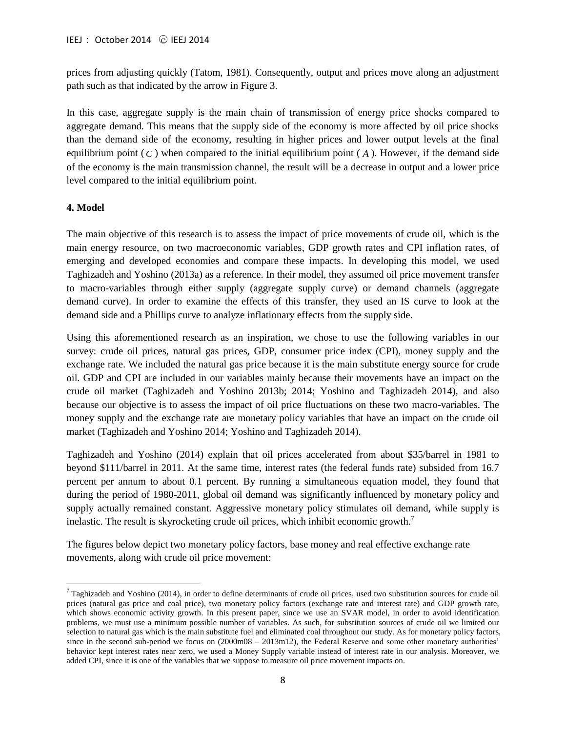prices from adjusting quickly (Tatom, 1981). Consequently, output and prices move along an adjustment path such as that indicated by the arrow in Figure 3.

In this case, aggregate supply is the main chain of transmission of energy price shocks compared to aggregate demand. This means that the supply side of the economy is more affected by oil price shocks than the demand side of the economy, resulting in higher prices and lower output levels at the final equilibrium point ($C$) when compared to the initial equilibrium point ($A$). However, if the demand side of the economy is the main transmission channel, the result will be a decrease in output and a lower price level compared to the initial equilibrium point.

**4. Model**

The main objective of this research is to assess the impact of price movements of crude oil, which is the main energy resource, on two macroeconomic variables, GDP growth rates and CPI inflation rates, of emerging and developed economies and compare these impacts. In developing this model, we used Taghizadeh and Yoshino (2013a) as a reference. In their model, they assumed oil price movement transfer to macro-variables through either supply (aggregate supply curve) or demand channels (aggregate demand curve). In order to examine the effects of this transfer, they used an IS curve to look at the demand side and a Phillips curve to analyze inflationary effects from the supply side.

Using this aforementioned research as an inspiration, we chose to use the following variables in our survey: crude oil prices, natural gas prices, GDP, consumer price index (CPI), money supply and the exchange rate. We included the natural gas price because it is the main substitute energy source for crude oil. GDP and CPI are included in our variables mainly because their movements have an impact on the crude oil market (Taghizadeh and Yoshino 2013b; 2014; Yoshino and Taghizadeh 2014), and also because our objective is to assess the impact of oil price fluctuations on these two macro-variables. The money supply and the exchange rate are monetary policy variables that have an impact on the crude oil market (Taghizadeh and Yoshino 2014; Yoshino and Taghizadeh 2014).

Taghizadeh and Yoshino (2014) explain that oil prices accelerated from about $35/barrel in 1981 to beyond $111/barrel in 2011. At the same time, interest rates (the federal funds rate) subsided from 16.7 percent per annum to about 0.1 percent. By running a simultaneous equation model, they found that during the period of 1980-2011, global oil demand was significantly influenced by monetary policy and supply actually remained constant. Aggressive monetary policy stimulates oil demand, while supply is inelastic. The result is skyrocketing crude oil prices, which inhibit economic growth.[7]

The figures below depict two monetary policy factors, base money and real effective exchange rate movements, along with crude oil price movement:

---

[7] Taghizadeh and Yoshino (2014), in order to define determinants of crude oil prices, used two substitution sources for crude oil prices (natural gas price and coal price), two monetary policy factors (exchange rate and interest rate) and GDP growth rate, which shows economic activity growth. In this present paper, since we use an SVAR model, in order to avoid identification problems, we must use a minimum possible number of variables. As such, for substitution sources of crude oil we limited our selection to natural gas which is the main substitute fuel and eliminated coal throughout our study. As for monetary policy factors, since in the second sub-period we focus on (2000m08 – 2013m12), the Federal Reserve and some other monetary authorities' behavior kept interest rates near zero, we used a Money Supply variable instead of interest rate in our analysis. Moreover, we added CPI, since it is one of the variables that we suppose to measure oil price movement impacts on.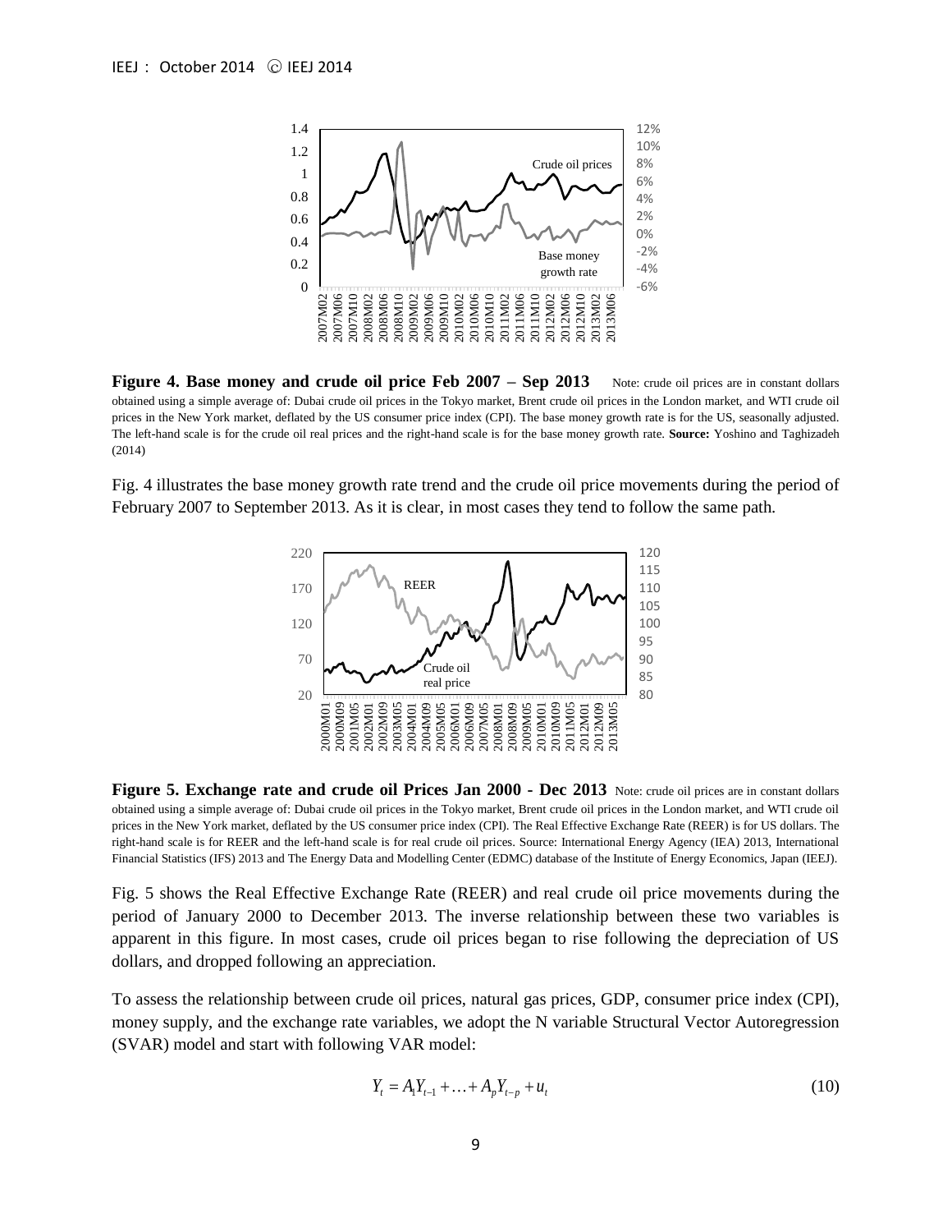**Figure 4. Base money and crude oil price Feb 2007 – Sep 2013** Note: crude oil prices are in constant dollars obtained using a simple average of: Dubai crude oil prices in the Tokyo market, Brent crude oil prices in the London market, and WTI crude oil prices in the New York market, deflated by the US consumer price index (CPI). The base money growth rate is for the US, seasonally adjusted. The left-hand scale is for the crude oil real prices and the right-hand scale is for the base money growth rate. **Source:** Yoshino and Taghizadeh (2014)

Fig. 4 illustrates the base money growth rate trend and the crude oil price movements during the period of February 2007 to September 2013. As it is clear, in most cases they tend to follow the same path.

**Figure 5. Exchange rate and crude oil Prices Jan 2000 - Dec 2013** Note: crude oil prices are in constant dollars obtained using a simple average of: Dubai crude oil prices in the Tokyo market, Brent crude oil prices in the London market, and WTI crude oil prices in the New York market, deflated by the US consumer price index (CPI). The Real Effective Exchange Rate (REER) is for US dollars. The right-hand scale is for REER and the left-hand scale is for real crude oil prices. Source: International Energy Agency (IEA) 2013, International Financial Statistics (IFS) 2013 and The Energy Data and Modelling Center (EDMC) database of the Institute of Energy Economics, Japan (IEEJ).

Fig. 5 shows the Real Effective Exchange Rate (REER) and real crude oil price movements during the period of January 2000 to December 2013. The inverse relationship between these two variables is apparent in this figure. In most cases, crude oil prices began to rise following the depreciation of US dollars, and dropped following an appreciation.

To assess the relationship between crude oil prices, natural gas prices, GDP, consumer price index (CPI), money supply, and the exchange rate variables, we adopt the N variable Structural Vector Autoregression (SVAR) model and start with following VAR model:

$$Y_t = A_1 Y_{t-1} + \ldots + A_p Y_{t-p} + u_t \tag{10}$$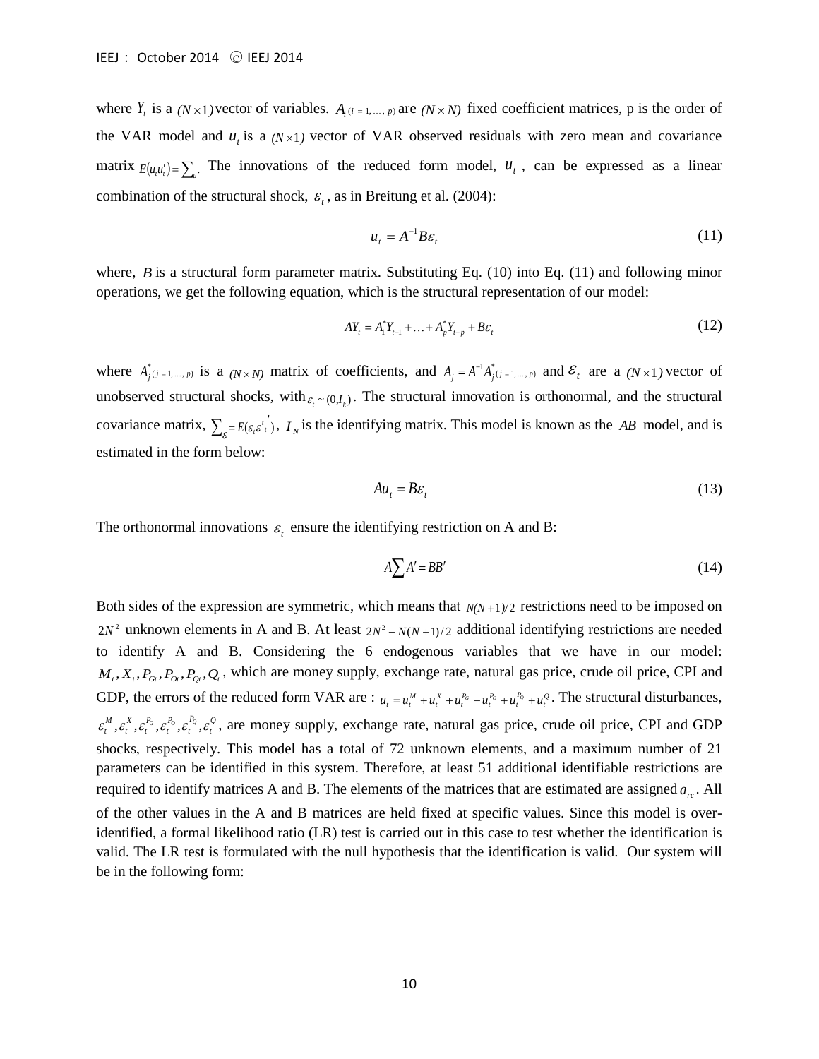where $Y_t$ is a $(N \times 1)$ vector of variables. $A_{i\,(i\,=\,1,\,\ldots,\,p)}$ are $(N \times N)$ fixed coefficient matrices, p is the order of the VAR model and $u_t$ is a $(N \times 1)$ vector of VAR observed residuals with zero mean and covariance matrix $E(u_t u_t') = \sum_u$. The innovations of the reduced form model, $u_t$, can be expressed as a linear combination of the structural shock, $\varepsilon_t$, as in Breitung et al. (2004):

$$u_t = A^{-1} B \varepsilon_t \tag{11}$$

where, $B$ is a structural form parameter matrix. Substituting Eq. (10) into Eq. (11) and following minor operations, we get the following equation, which is the structural representation of our model:

$$AY_t = A_1^* Y_{t-1} + \ldots + A_p^* Y_{t-p} + B\varepsilon_t \tag{12}$$

where $A^*_{j\,(j\,=\,1,\,\ldots,\,p)}$ is a $(N \times N)$ matrix of coefficients, and $A_j = A^{-1} A^*_{j\,(j\,=\,1,\,\ldots,\,p)}$ and $\varepsilon_t$ are a $(N \times 1)$ vector of unobserved structural shocks, with $\varepsilon_t \sim (0, I_k)$. The structural innovation is orthonormal, and the structural covariance matrix, $\sum_\varepsilon = E(\varepsilon_t \varepsilon_t^{t\,\prime})$, $I_N$ is the identifying matrix. This model is known as the $AB$ model, and is estimated in the form below:

$$Au_t = B\varepsilon_t \tag{13}$$

The orthonormal innovations $\varepsilon_t$ ensure the identifying restriction on A and B:

$$A \sum A' = BB' \tag{14}$$

Both sides of the expression are symmetric, which means that $N(N+1)/2$ restrictions need to be imposed on $2N^2$ unknown elements in A and B. At least $2N^2 - N(N+1)/2$ additional identifying restrictions are needed to identify A and B. Considering the 6 endogenous variables that we have in our model: $M_t, X_t, P_{Gt}, P_{Ot}, P_{Qt}, Q_t$, which are money supply, exchange rate, natural gas price, crude oil price, CPI and GDP, the errors of the reduced form VAR are : $u_t = u_t^M + u_t^X + u_t^{P_G} + u_t^{P_O} + u_t^{P_Q} + u_t^Q$. The structural disturbances, $\varepsilon_t^M, \varepsilon_t^X, \varepsilon_t^{P_G}, \varepsilon_t^{P_O}, \varepsilon_t^{P_Q}, \varepsilon_t^Q$, are money supply, exchange rate, natural gas price, crude oil price, CPI and GDP shocks, respectively. This model has a total of 72 unknown elements, and a maximum number of 21 parameters can be identified in this system. Therefore, at least 51 additional identifiable restrictions are required to identify matrices A and B. The elements of the matrices that are estimated are assigned $a_{rc}$. All of the other values in the A and B matrices are held fixed at specific values. Since this model is over-identified, a formal likelihood ratio (LR) test is carried out in this case to test whether the identification is valid. The LR test is formulated with the null hypothesis that the identification is valid. Our system will be in the following form: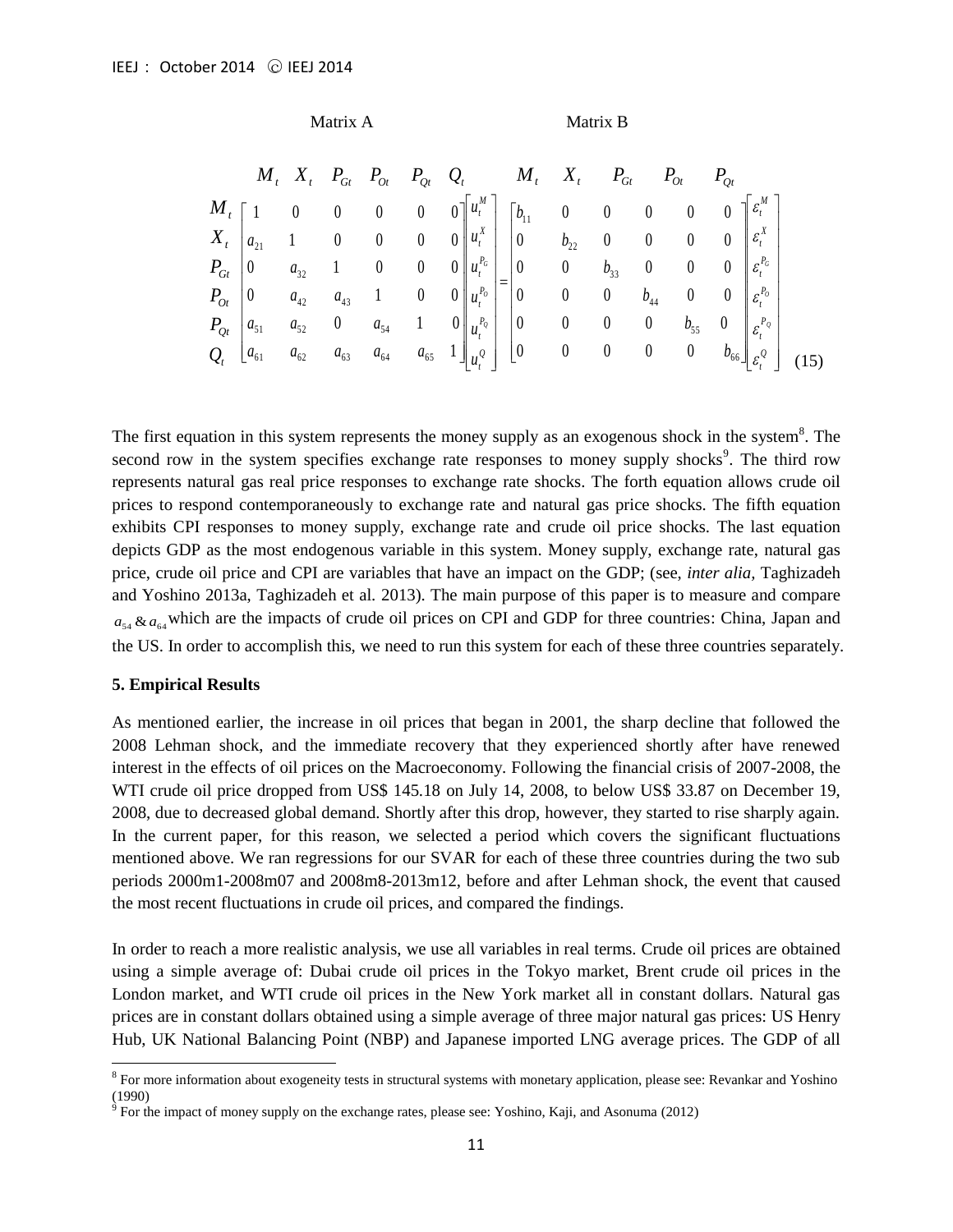$$
\begin{array}{c} \text{Matrix A} \\ \begin{array}{c} \\ M_t \\ X_t \\ P_{Gt} \\ P_{Ot} \\ P_{Qt} \\ Q_t \end{array} \begin{array}{c} \begin{array}{cccccc} M_t & X_t & P_{Gt} & P_{Ot} & P_{Qt} & Q_t \end{array} \\ \begin{bmatrix} 1 & 0 & 0 & 0 & 0 & 0 \\ a_{21} & 1 & 0 & 0 & 0 & 0 \\ 0 & a_{32} & 1 & 0 & 0 & 0 \\ 0 & a_{42} & a_{43} & 1 & 0 & 0 \\ a_{51} & a_{52} & 0 & a_{54} & 1 & 0 \\ a_{61} & a_{62} & a_{63} & a_{64} & a_{65} & 1 \end{bmatrix} \end{array} \end{array}
\begin{bmatrix} u_t^M \\ u_t^X \\ u_t^{P_G} \\ u_t^{P_O} \\ u_t^{P_Q} \\ u_t^Q \end{bmatrix}
=
\begin{array}{c} \text{Matrix B} \\ \begin{array}{cccccc} M_t & X_t & P_{Gt} & P_{Ot} & P_{Qt} & \\ \end{array} \\ \begin{bmatrix} b_{11} & 0 & 0 & 0 & 0 & 0 \\ 0 & b_{22} & 0 & 0 & 0 & 0 \\ 0 & 0 & b_{33} & 0 & 0 & 0 \\ 0 & 0 & 0 & b_{44} & 0 & 0 \\ 0 & 0 & 0 & 0 & b_{55} & 0 \\ 0 & 0 & 0 & 0 & 0 & b_{66} \end{bmatrix} \end{array}
\begin{bmatrix} \varepsilon_t^M \\ \varepsilon_t^X \\ \varepsilon_t^{P_G} \\ \varepsilon_t^{P_O} \\ \varepsilon_t^{P_Q} \\ \varepsilon_t^Q \end{bmatrix} \quad (15)
$$

The first equation in this system represents the money supply as an exogenous shock in the system[8]. The second row in the system specifies exchange rate responses to money supply shocks[9]. The third row represents natural gas real price responses to exchange rate shocks. The forth equation allows crude oil prices to respond contemporaneously to exchange rate and natural gas price shocks. The fifth equation exhibits CPI responses to money supply, exchange rate and crude oil price shocks. The last equation depicts GDP as the most endogenous variable in this system. Money supply, exchange rate, natural gas price, crude oil price and CPI are variables that have an impact on the GDP; (see, *inter alia,* Taghizadeh and Yoshino 2013a, Taghizadeh et al. 2013). The main purpose of this paper is to measure and compare $a_{54}$ & $a_{64}$ which are the impacts of crude oil prices on CPI and GDP for three countries: China, Japan and the US. In order to accomplish this, we need to run this system for each of these three countries separately.

**5. Empirical Results**

As mentioned earlier, the increase in oil prices that began in 2001, the sharp decline that followed the 2008 Lehman shock, and the immediate recovery that they experienced shortly after have renewed interest in the effects of oil prices on the Macroeconomy. Following the financial crisis of 2007-2008, the WTI crude oil price dropped from US$ 145.18 on July 14, 2008, to below US$ 33.87 on December 19, 2008, due to decreased global demand. Shortly after this drop, however, they started to rise sharply again. In the current paper, for this reason, we selected a period which covers the significant fluctuations mentioned above. We ran regressions for our SVAR for each of these three countries during the two sub periods 2000m1-2008m07 and 2008m8-2013m12, before and after Lehman shock, the event that caused the most recent fluctuations in crude oil prices, and compared the findings.

In order to reach a more realistic analysis, we use all variables in real terms. Crude oil prices are obtained using a simple average of: Dubai crude oil prices in the Tokyo market, Brent crude oil prices in the London market, and WTI crude oil prices in the New York market all in constant dollars. Natural gas prices are in constant dollars obtained using a simple average of three major natural gas prices: US Henry Hub, UK National Balancing Point (NBP) and Japanese imported LNG average prices. The GDP of all

---

[8] For more information about exogeneity tests in structural systems with monetary application, please see: Revankar and Yoshino (1990)

[9] For the impact of money supply on the exchange rates, please see: Yoshino, Kaji, and Asonuma (2012)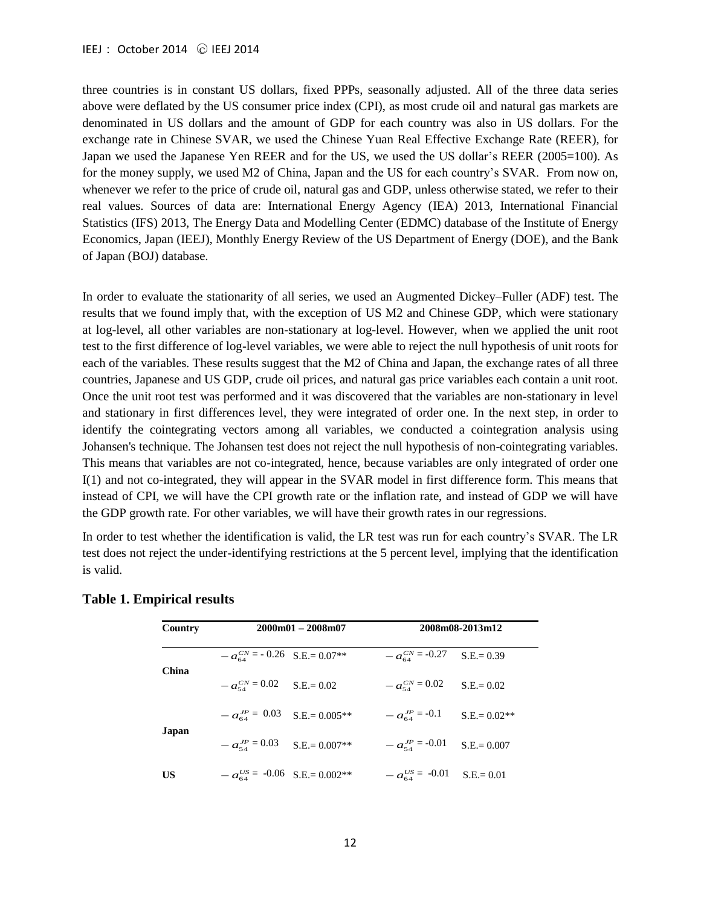three countries is in constant US dollars, fixed PPPs, seasonally adjusted. All of the three data series above were deflated by the US consumer price index (CPI), as most crude oil and natural gas markets are denominated in US dollars and the amount of GDP for each country was also in US dollars. For the exchange rate in Chinese SVAR, we used the Chinese Yuan Real Effective Exchange Rate (REER), for Japan we used the Japanese Yen REER and for the US, we used the US dollar's REER (2005=100). As for the money supply, we used M2 of China, Japan and the US for each country's SVAR. From now on, whenever we refer to the price of crude oil, natural gas and GDP, unless otherwise stated, we refer to their real values. Sources of data are: International Energy Agency (IEA) 2013, International Financial Statistics (IFS) 2013, The Energy Data and Modelling Center (EDMC) database of the Institute of Energy Economics, Japan (IEEJ), Monthly Energy Review of the US Department of Energy (DOE), and the Bank of Japan (BOJ) database.

In order to evaluate the stationarity of all series, we used an Augmented Dickey–Fuller (ADF) test. The results that we found imply that, with the exception of US M2 and Chinese GDP, which were stationary at log-level, all other variables are non-stationary at log-level. However, when we applied the unit root test to the first difference of log-level variables, we were able to reject the null hypothesis of unit roots for each of the variables. These results suggest that the M2 of China and Japan, the exchange rates of all three countries, Japanese and US GDP, crude oil prices, and natural gas price variables each contain a unit root. Once the unit root test was performed and it was discovered that the variables are non-stationary in level and stationary in first differences level, they were integrated of order one. In the next step, in order to identify the cointegrating vectors among all variables, we conducted a cointegration analysis using Johansen's technique. The Johansen test does not reject the null hypothesis of non-cointegrating variables. This means that variables are not co-integrated, hence, because variables are only integrated of order one I(1) and not co-integrated, they will appear in the SVAR model in first difference form. This means that instead of CPI, we will have the CPI growth rate or the inflation rate, and instead of GDP we will have the GDP growth rate. For other variables, we will have their growth rates in our regressions.

In order to test whether the identification is valid, the LR test was run for each country's SVAR. The LR test does not reject the under-identifying restrictions at the 5 percent level, implying that the identification is valid.

**Table 1. Empirical results**

| Country | 2000m01 – 2008m07 | | 2008m08-2013m12 | |
|---|---|---|---|---|
| China | $-a_{64}^{CN}$ = - 0.26 | S.E.= 0.07** | $-a_{64}^{CN}$ = -0.27 | S.E.= 0.39 |
| | $-a_{54}^{CN}$ = 0.02 | S.E.= 0.02 | $-a_{54}^{CN}$ = 0.02 | S.E.= 0.02 |
| Japan | $-a_{64}^{JP}$ = 0.03 | S.E.= 0.005** | $-a_{64}^{JP}$ = -0.1 | S.E.= 0.02** |
| | $-a_{54}^{JP}$ = 0.03 | S.E.= 0.007** | $-a_{54}^{JP}$ = -0.01 | S.E.= 0.007 |
| US | $-a_{64}^{US}$ = -0.06 | S.E.= 0.002** | $-a_{64}^{US}$ = -0.01 | S.E.= 0.01 |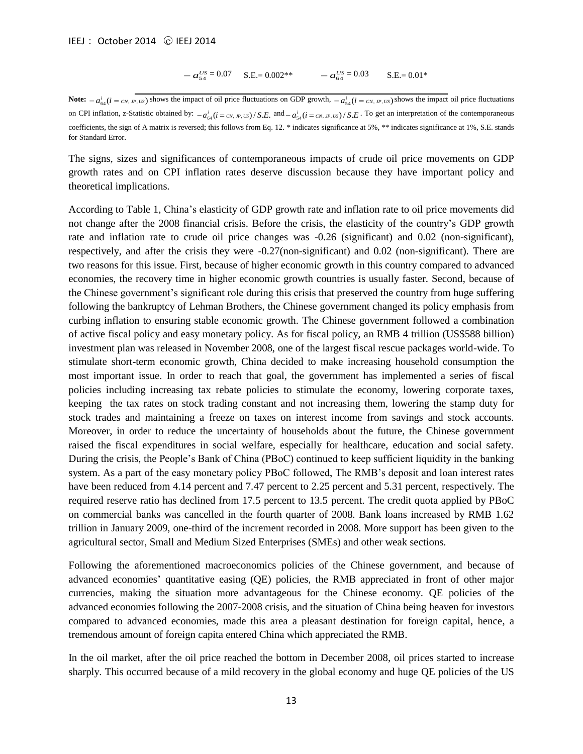| $-a_{54}^{US} = 0.07$ | S.E.= 0.002** | $-a_{64}^{US} = 0.03$ | S.E.= 0.01* |
|---|---|---|---|

**Note:** $-a_{64}^{i}(i = CN, JP, US)$ shows the impact of oil price fluctuations on GDP growth, $-a_{54}^{i}(i = CN, JP, US)$ shows the impact oil price fluctuations on CPI inflation, z-Statistic obtained by: $-a_{64}^{i}(i = CN, JP, US)/S.E.$ and $-a_{54}^{i}(i = CN, JP, US)/S.E$. To get an interpretation of the contemporaneous coefficients, the sign of A matrix is reversed; this follows from Eq. 12. * indicates significance at 5%, ** indicates significance at 1%, S.E. stands for Standard Error.

The signs, sizes and significances of contemporaneous impacts of crude oil price movements on GDP growth rates and on CPI inflation rates deserve discussion because they have important policy and theoretical implications.

According to Table 1, China's elasticity of GDP growth rate and inflation rate to oil price movements did not change after the 2008 financial crisis. Before the crisis, the elasticity of the country's GDP growth rate and inflation rate to crude oil price changes was -0.26 (significant) and 0.02 (non-significant), respectively, and after the crisis they were -0.27(non-significant) and 0.02 (non-significant). There are two reasons for this issue. First, because of higher economic growth in this country compared to advanced economies, the recovery time in higher economic growth countries is usually faster. Second, because of the Chinese government's significant role during this crisis that preserved the country from huge suffering following the bankruptcy of Lehman Brothers, the Chinese government changed its policy emphasis from curbing inflation to ensuring stable economic growth. The Chinese government followed a combination of active fiscal policy and easy monetary policy. As for fiscal policy, an RMB 4 trillion (US$588 billion) investment plan was released in November 2008, one of the largest fiscal rescue packages world-wide. To stimulate short-term economic growth, China decided to make increasing household consumption the most important issue. In order to reach that goal, the government has implemented a series of fiscal policies including increasing tax rebate policies to stimulate the economy, lowering corporate taxes, keeping the tax rates on stock trading constant and not increasing them, lowering the stamp duty for stock trades and maintaining a freeze on taxes on interest income from savings and stock accounts. Moreover, in order to reduce the uncertainty of households about the future, the Chinese government raised the fiscal expenditures in social welfare, especially for healthcare, education and social safety. During the crisis, the People's Bank of China (PBoC) continued to keep sufficient liquidity in the banking system. As a part of the easy monetary policy PBoC followed, The RMB's deposit and loan interest rates have been reduced from 4.14 percent and 7.47 percent to 2.25 percent and 5.31 percent, respectively. The required reserve ratio has declined from 17.5 percent to 13.5 percent. The credit quota applied by PBoC on commercial banks was cancelled in the fourth quarter of 2008. Bank loans increased by RMB 1.62 trillion in January 2009, one-third of the increment recorded in 2008. More support has been given to the agricultural sector, Small and Medium Sized Enterprises (SMEs) and other weak sections.

Following the aforementioned macroeconomics policies of the Chinese government, and because of advanced economies' quantitative easing (QE) policies, the RMB appreciated in front of other major currencies, making the situation more advantageous for the Chinese economy. QE policies of the advanced economies following the 2007-2008 crisis, and the situation of China being heaven for investors compared to advanced economies, made this area a pleasant destination for foreign capital, hence, a tremendous amount of foreign capita entered China which appreciated the RMB.

In the oil market, after the oil price reached the bottom in December 2008, oil prices started to increase sharply. This occurred because of a mild recovery in the global economy and huge QE policies of the US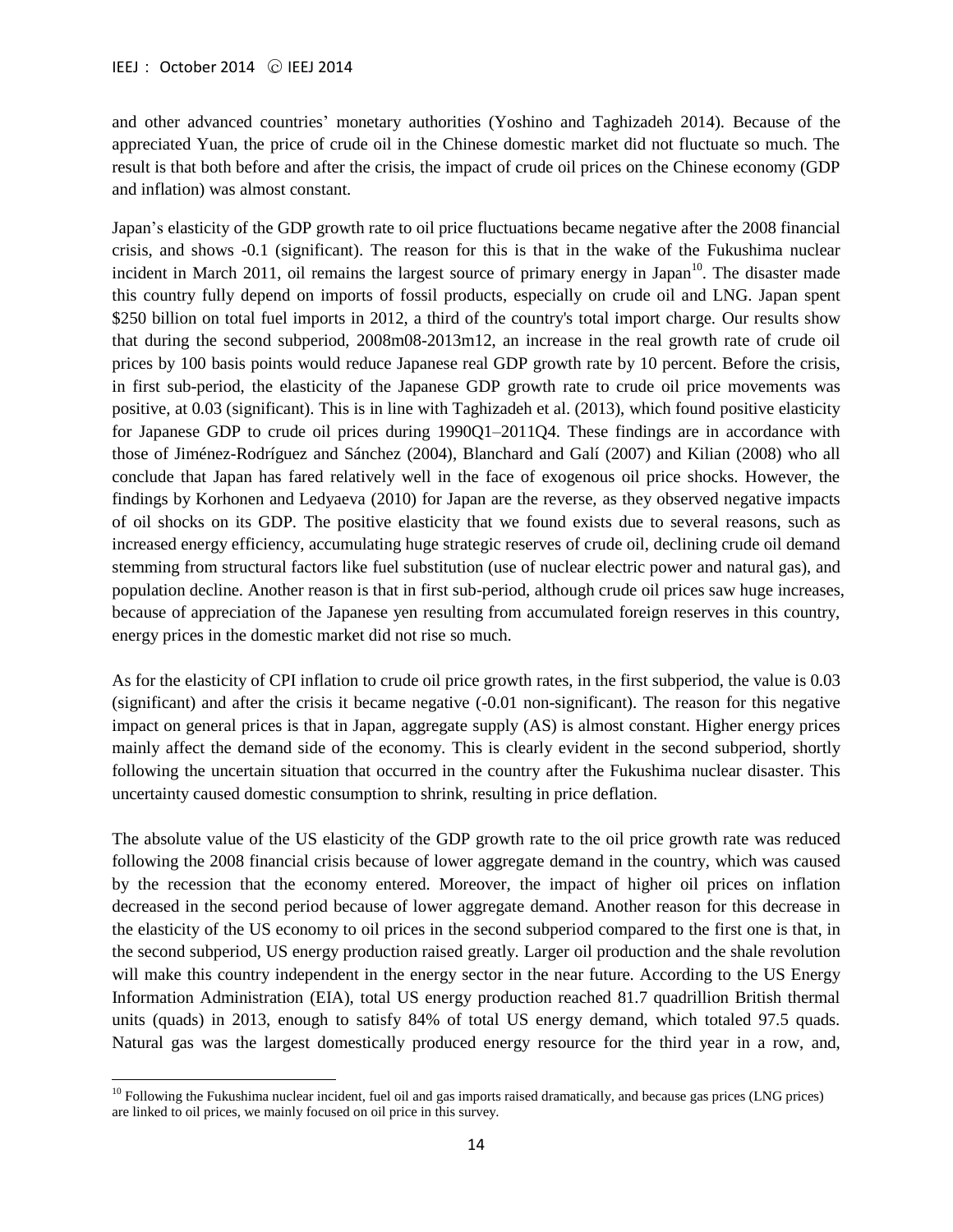and other advanced countries' monetary authorities (Yoshino and Taghizadeh 2014). Because of the appreciated Yuan, the price of crude oil in the Chinese domestic market did not fluctuate so much. The result is that both before and after the crisis, the impact of crude oil prices on the Chinese economy (GDP and inflation) was almost constant.

Japan's elasticity of the GDP growth rate to oil price fluctuations became negative after the 2008 financial crisis, and shows -0.1 (significant). The reason for this is that in the wake of the Fukushima nuclear incident in March 2011, oil remains the largest source of primary energy in Japan[10]. The disaster made this country fully depend on imports of fossil products, especially on crude oil and LNG. Japan spent $250 billion on total fuel imports in 2012, a third of the country's total import charge. Our results show that during the second subperiod, 2008m08-2013m12, an increase in the real growth rate of crude oil prices by 100 basis points would reduce Japanese real GDP growth rate by 10 percent. Before the crisis, in first sub-period, the elasticity of the Japanese GDP growth rate to crude oil price movements was positive, at 0.03 (significant). This is in line with Taghizadeh et al. (2013), which found positive elasticity for Japanese GDP to crude oil prices during 1990Q1–2011Q4. These findings are in accordance with those of Jiménez-Rodríguez and Sánchez (2004), Blanchard and Galí (2007) and Kilian (2008) who all conclude that Japan has fared relatively well in the face of exogenous oil price shocks. However, the findings by Korhonen and Ledyaeva (2010) for Japan are the reverse, as they observed negative impacts of oil shocks on its GDP. The positive elasticity that we found exists due to several reasons, such as increased energy efficiency, accumulating huge strategic reserves of crude oil, declining crude oil demand stemming from structural factors like fuel substitution (use of nuclear electric power and natural gas), and population decline. Another reason is that in first sub-period, although crude oil prices saw huge increases, because of appreciation of the Japanese yen resulting from accumulated foreign reserves in this country, energy prices in the domestic market did not rise so much.

As for the elasticity of CPI inflation to crude oil price growth rates, in the first subperiod, the value is 0.03 (significant) and after the crisis it became negative (-0.01 non-significant). The reason for this negative impact on general prices is that in Japan, aggregate supply (AS) is almost constant. Higher energy prices mainly affect the demand side of the economy. This is clearly evident in the second subperiod, shortly following the uncertain situation that occurred in the country after the Fukushima nuclear disaster. This uncertainty caused domestic consumption to shrink, resulting in price deflation.

The absolute value of the US elasticity of the GDP growth rate to the oil price growth rate was reduced following the 2008 financial crisis because of lower aggregate demand in the country, which was caused by the recession that the economy entered. Moreover, the impact of higher oil prices on inflation decreased in the second period because of lower aggregate demand. Another reason for this decrease in the elasticity of the US economy to oil prices in the second subperiod compared to the first one is that, in the second subperiod, US energy production raised greatly. Larger oil production and the shale revolution will make this country independent in the energy sector in the near future. According to the US Energy Information Administration (EIA), total US energy production reached 81.7 quadrillion British thermal units (quads) in 2013, enough to satisfy 84% of total US energy demand, which totaled 97.5 quads. Natural gas was the largest domestically produced energy resource for the third year in a row, and,

[10] Following the Fukushima nuclear incident, fuel oil and gas imports raised dramatically, and because gas prices (LNG prices) are linked to oil prices, we mainly focused on oil price in this survey.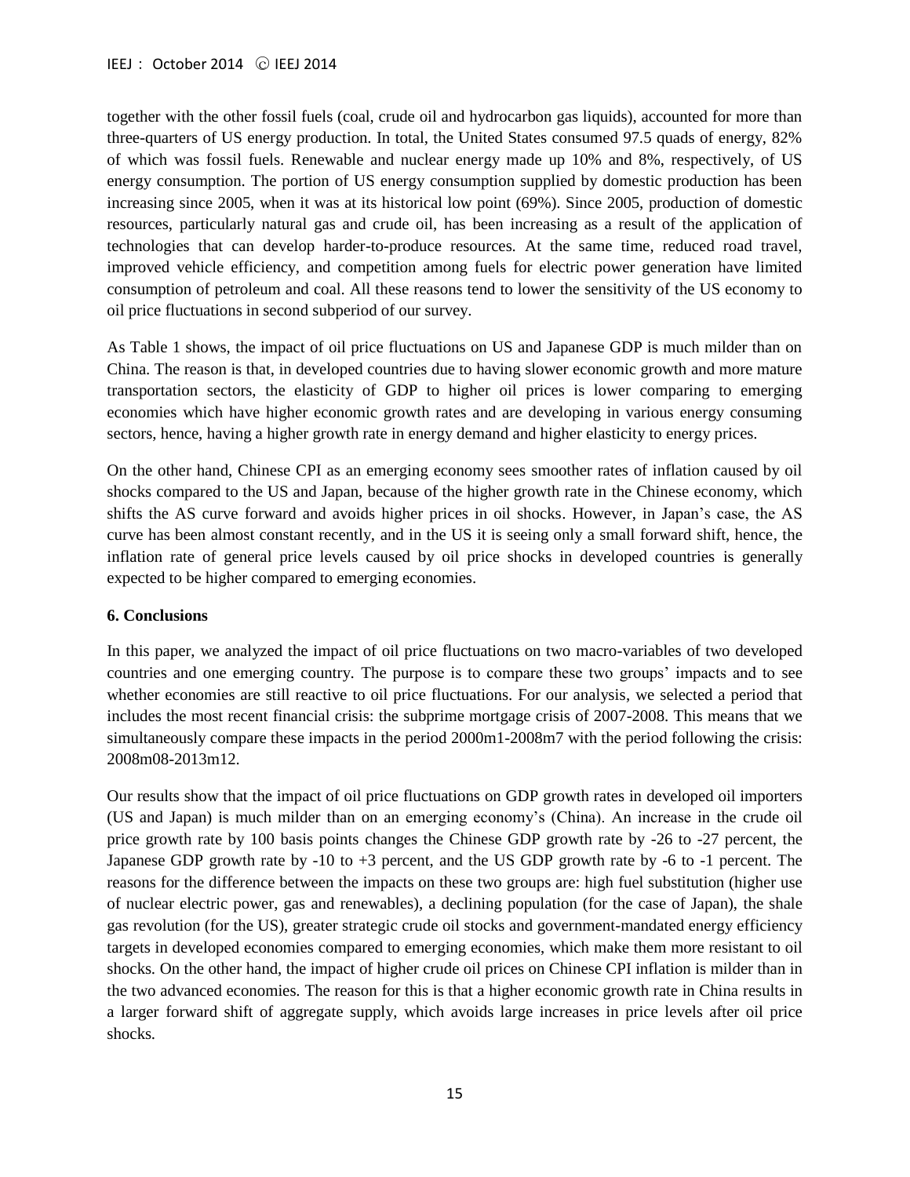together with the other fossil fuels (coal, crude oil and hydrocarbon gas liquids), accounted for more than three-quarters of US energy production. In total, the United States consumed 97.5 quads of energy, 82% of which was fossil fuels. Renewable and nuclear energy made up 10% and 8%, respectively, of US energy consumption. The portion of US energy consumption supplied by domestic production has been increasing since 2005, when it was at its historical low point (69%). Since 2005, production of domestic resources, particularly natural gas and crude oil, has been increasing as a result of the application of technologies that can develop harder-to-produce resources. At the same time, reduced road travel, improved vehicle efficiency, and competition among fuels for electric power generation have limited consumption of petroleum and coal. All these reasons tend to lower the sensitivity of the US economy to oil price fluctuations in second subperiod of our survey.

As Table 1 shows, the impact of oil price fluctuations on US and Japanese GDP is much milder than on China. The reason is that, in developed countries due to having slower economic growth and more mature transportation sectors, the elasticity of GDP to higher oil prices is lower comparing to emerging economies which have higher economic growth rates and are developing in various energy consuming sectors, hence, having a higher growth rate in energy demand and higher elasticity to energy prices.

On the other hand, Chinese CPI as an emerging economy sees smoother rates of inflation caused by oil shocks compared to the US and Japan, because of the higher growth rate in the Chinese economy, which shifts the AS curve forward and avoids higher prices in oil shocks. However, in Japan's case, the AS curve has been almost constant recently, and in the US it is seeing only a small forward shift, hence, the inflation rate of general price levels caused by oil price shocks in developed countries is generally expected to be higher compared to emerging economies.

## 6. Conclusions

In this paper, we analyzed the impact of oil price fluctuations on two macro-variables of two developed countries and one emerging country. The purpose is to compare these two groups' impacts and to see whether economies are still reactive to oil price fluctuations. For our analysis, we selected a period that includes the most recent financial crisis: the subprime mortgage crisis of 2007-2008. This means that we simultaneously compare these impacts in the period 2000m1-2008m7 with the period following the crisis: 2008m08-2013m12.

Our results show that the impact of oil price fluctuations on GDP growth rates in developed oil importers (US and Japan) is much milder than on an emerging economy's (China). An increase in the crude oil price growth rate by 100 basis points changes the Chinese GDP growth rate by -26 to -27 percent, the Japanese GDP growth rate by -10 to +3 percent, and the US GDP growth rate by -6 to -1 percent. The reasons for the difference between the impacts on these two groups are: high fuel substitution (higher use of nuclear electric power, gas and renewables), a declining population (for the case of Japan), the shale gas revolution (for the US), greater strategic crude oil stocks and government-mandated energy efficiency targets in developed economies compared to emerging economies, which make them more resistant to oil shocks. On the other hand, the impact of higher crude oil prices on Chinese CPI inflation is milder than in the two advanced economies. The reason for this is that a higher economic growth rate in China results in a larger forward shift of aggregate supply, which avoids large increases in price levels after oil price shocks.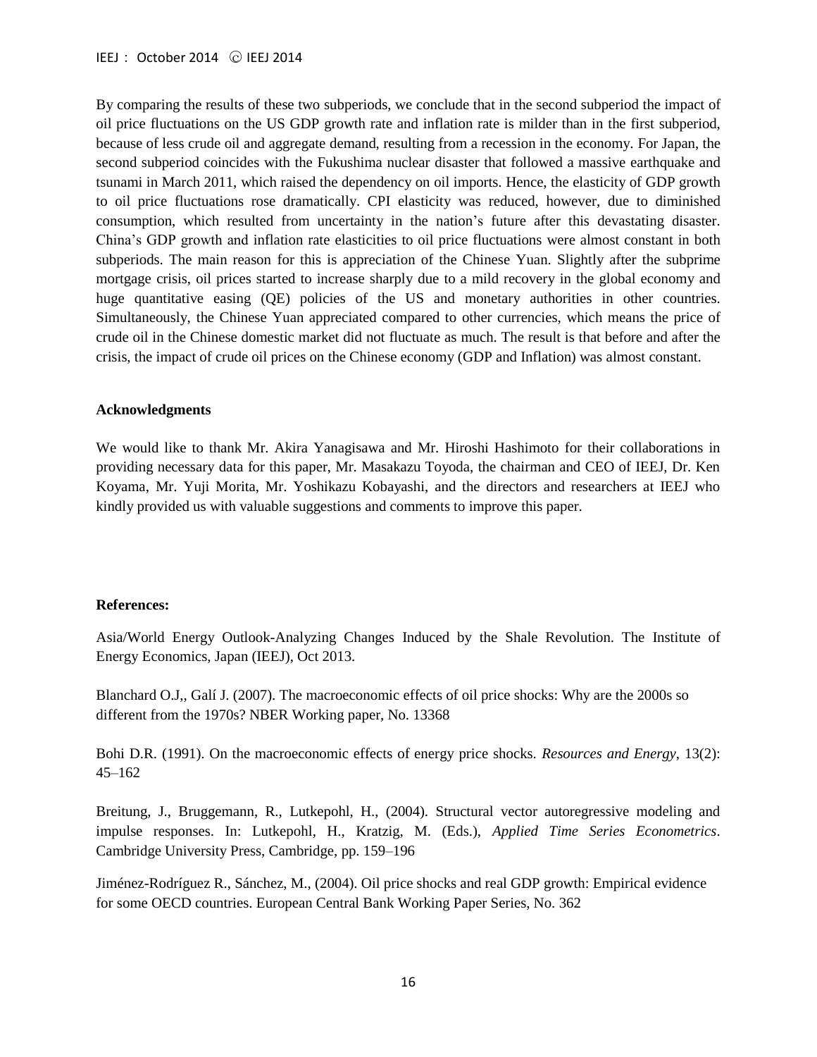By comparing the results of these two subperiods, we conclude that in the second subperiod the impact of oil price fluctuations on the US GDP growth rate and inflation rate is milder than in the first subperiod, because of less crude oil and aggregate demand, resulting from a recession in the economy. For Japan, the second subperiod coincides with the Fukushima nuclear disaster that followed a massive earthquake and tsunami in March 2011, which raised the dependency on oil imports. Hence, the elasticity of GDP growth to oil price fluctuations rose dramatically. CPI elasticity was reduced, however, due to diminished consumption, which resulted from uncertainty in the nation's future after this devastating disaster. China's GDP growth and inflation rate elasticities to oil price fluctuations were almost constant in both subperiods. The main reason for this is appreciation of the Chinese Yuan. Slightly after the subprime mortgage crisis, oil prices started to increase sharply due to a mild recovery in the global economy and huge quantitative easing (QE) policies of the US and monetary authorities in other countries. Simultaneously, the Chinese Yuan appreciated compared to other currencies, which means the price of crude oil in the Chinese domestic market did not fluctuate as much. The result is that before and after the crisis, the impact of crude oil prices on the Chinese economy (GDP and Inflation) was almost constant.

**Acknowledgments**

We would like to thank Mr. Akira Yanagisawa and Mr. Hiroshi Hashimoto for their collaborations in providing necessary data for this paper, Mr. Masakazu Toyoda, the chairman and CEO of IEEJ, Dr. Ken Koyama, Mr. Yuji Morita, Mr. Yoshikazu Kobayashi, and the directors and researchers at IEEJ who kindly provided us with valuable suggestions and comments to improve this paper.

**References:**

Asia/World Energy Outlook-Analyzing Changes Induced by the Shale Revolution. The Institute of Energy Economics, Japan (IEEJ), Oct 2013.

Blanchard O.J,, Galí J. (2007). The macroeconomic effects of oil price shocks: Why are the 2000s so different from the 1970s? NBER Working paper, No. 13368

Bohi D.R. (1991). On the macroeconomic effects of energy price shocks. *Resources and Energy*, 13(2): 45–162

Breitung, J., Bruggemann, R., Lutkepohl, H., (2004). Structural vector autoregressive modeling and impulse responses. In: Lutkepohl, H., Kratzig, M. (Eds.), *Applied Time Series Econometrics*. Cambridge University Press, Cambridge, pp. 159–196

Jiménez-Rodríguez R., Sánchez, M., (2004). Oil price shocks and real GDP growth: Empirical evidence for some OECD countries. European Central Bank Working Paper Series, No. 362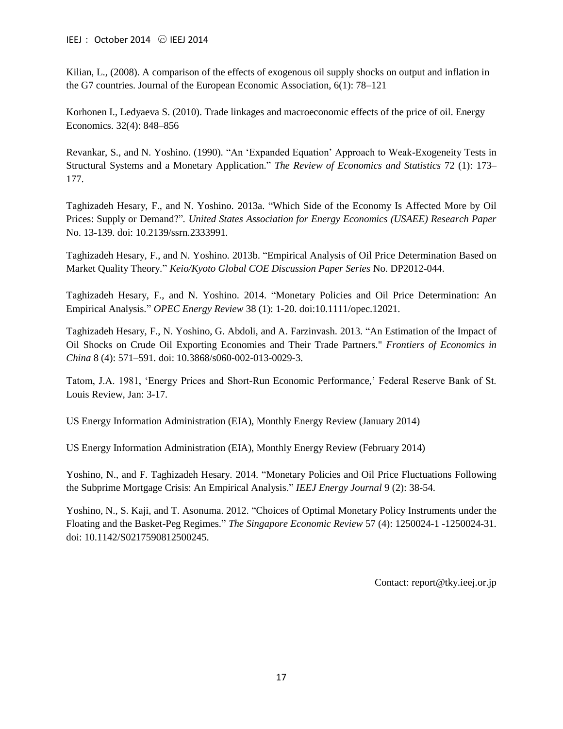Kilian, L., (2008). A comparison of the effects of exogenous oil supply shocks on output and inflation in the G7 countries. Journal of the European Economic Association, 6(1): 78–121

Korhonen I., Ledyaeva S. (2010). Trade linkages and macroeconomic effects of the price of oil. Energy Economics. 32(4): 848–856

Revankar, S., and N. Yoshino. (1990). "An 'Expanded Equation' Approach to Weak-Exogeneity Tests in Structural Systems and a Monetary Application." *The Review of Economics and Statistics* 72 (1): 173–177.

Taghizadeh Hesary, F., and N. Yoshino. 2013a. "Which Side of the Economy Is Affected More by Oil Prices: Supply or Demand?". *United States Association for Energy Economics (USAEE) Research Paper* No. 13-139. doi: 10.2139/ssrn.2333991.

Taghizadeh Hesary, F., and N. Yoshino. 2013b. "Empirical Analysis of Oil Price Determination Based on Market Quality Theory." *Keio/Kyoto Global COE Discussion Paper Series* No. DP2012-044.

Taghizadeh Hesary, F., and N. Yoshino. 2014. "Monetary Policies and Oil Price Determination: An Empirical Analysis." *OPEC Energy Review* 38 (1): 1-20. doi:10.1111/opec.12021.

Taghizadeh Hesary, F., N. Yoshino, G. Abdoli, and A. Farzinvash. 2013. "An Estimation of the Impact of Oil Shocks on Crude Oil Exporting Economies and Their Trade Partners." *Frontiers of Economics in China* 8 (4): 571–591. doi: 10.3868/s060-002-013-0029-3.

Tatom, J.A. 1981, 'Energy Prices and Short-Run Economic Performance,' Federal Reserve Bank of St. Louis Review, Jan: 3-17.

US Energy Information Administration (EIA), Monthly Energy Review (January 2014)

US Energy Information Administration (EIA), Monthly Energy Review (February 2014)

Yoshino, N., and F. Taghizadeh Hesary. 2014. "Monetary Policies and Oil Price Fluctuations Following the Subprime Mortgage Crisis: An Empirical Analysis." *IEEJ Energy Journal* 9 (2): 38-54.

Yoshino, N., S. Kaji, and T. Asonuma. 2012. "Choices of Optimal Monetary Policy Instruments under the Floating and the Basket-Peg Regimes." *The Singapore Economic Review* 57 (4): 1250024-1 -1250024-31. doi: 10.1142/S0217590812500245.

Contact: report@tky.ieej.or.jp